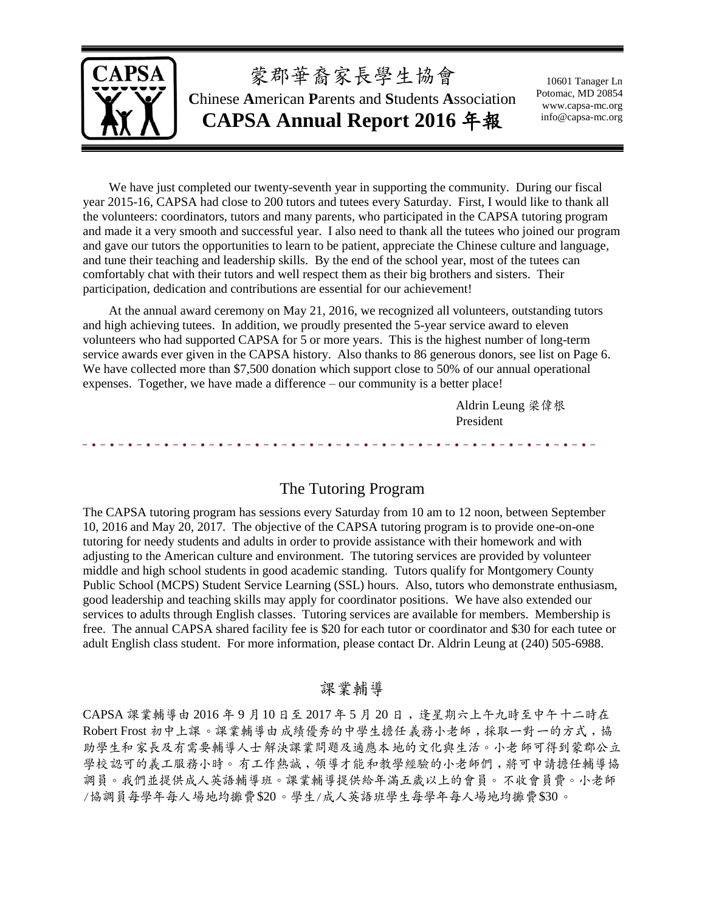# 蒙郡華裔家長學生協會

**C**hinese **A**merican **P**arents and **S**tudents **A**ssociation

## CAPSA Annual Report 2016 年報

10601 Tanager Ln
Potomac, MD 20854
www.capsa-mc.org
info@capsa-mc.org

We have just completed our twenty-seventh year in supporting the community. During our fiscal year 2015-16, CAPSA had close to 200 tutors and tutees every Saturday. First, I would like to thank all the volunteers: coordinators, tutors and many parents, who participated in the CAPSA tutoring program and made it a very smooth and successful year. I also need to thank all the tutees who joined our program and gave our tutors the opportunities to learn to be patient, appreciate the Chinese culture and language, and tune their teaching and leadership skills. By the end of the school year, most of the tutees can comfortably chat with their tutors and well respect them as their big brothers and sisters. Their participation, dedication and contributions are essential for our achievement!

At the annual award ceremony on May 21, 2016, we recognized all volunteers, outstanding tutors and high achieving tutees. In addition, we proudly presented the 5-year service award to eleven volunteers who had supported CAPSA for 5 or more years. This is the highest number of long-term service awards ever given in the CAPSA history. Also thanks to 86 generous donors, see list on Page 6. We have collected more than $7,500 donation which support close to 50% of our annual operational expenses. Together, we have made a difference – our community is a better place!

Aldrin Leung 梁偉根
President

## The Tutoring Program

The CAPSA tutoring program has sessions every Saturday from 10 am to 12 noon, between September 10, 2016 and May 20, 2017. The objective of the CAPSA tutoring program is to provide one-on-one tutoring for needy students and adults in order to provide assistance with their homework and with adjusting to the American culture and environment. The tutoring services are provided by volunteer middle and high school students in good academic standing. Tutors qualify for Montgomery County Public School (MCPS) Student Service Learning (SSL) hours. Also, tutors who demonstrate enthusiasm, good leadership and teaching skills may apply for coordinator positions. We have also extended our services to adults through English classes. Tutoring services are available for members. Membership is free. The annual CAPSA shared facility fee is $20 for each tutor or coordinator and $30 for each tutee or adult English class student. For more information, please contact Dr. Aldrin Leung at (240) 505-6988.

## 課業輔導

CAPSA 課業輔導由 2016 年 9 月 10 日至 2017 年 5 月 20 日，逢星期六上午九時至中午十二時在 Robert Frost 初中上課。課業輔導由成績優秀的中學生擔任義務小老師，採取一對一的方式，協助學生和家長及有需要輔導人士解決課業問題及適應本地的文化與生活。小老師可得到蒙郡公立學校認可的義工服務小時。有工作熱誠，領導才能和教學經驗的小老師們，將可申請擔任輔導協調員。我們並提供成人英語輔導班。課業輔導提供給年滿五歲以上的會員。不收會員費。小老師/協調員每學年每人場地均攤費$20。學生/成人英語班學生每學年每人場地均攤費$30。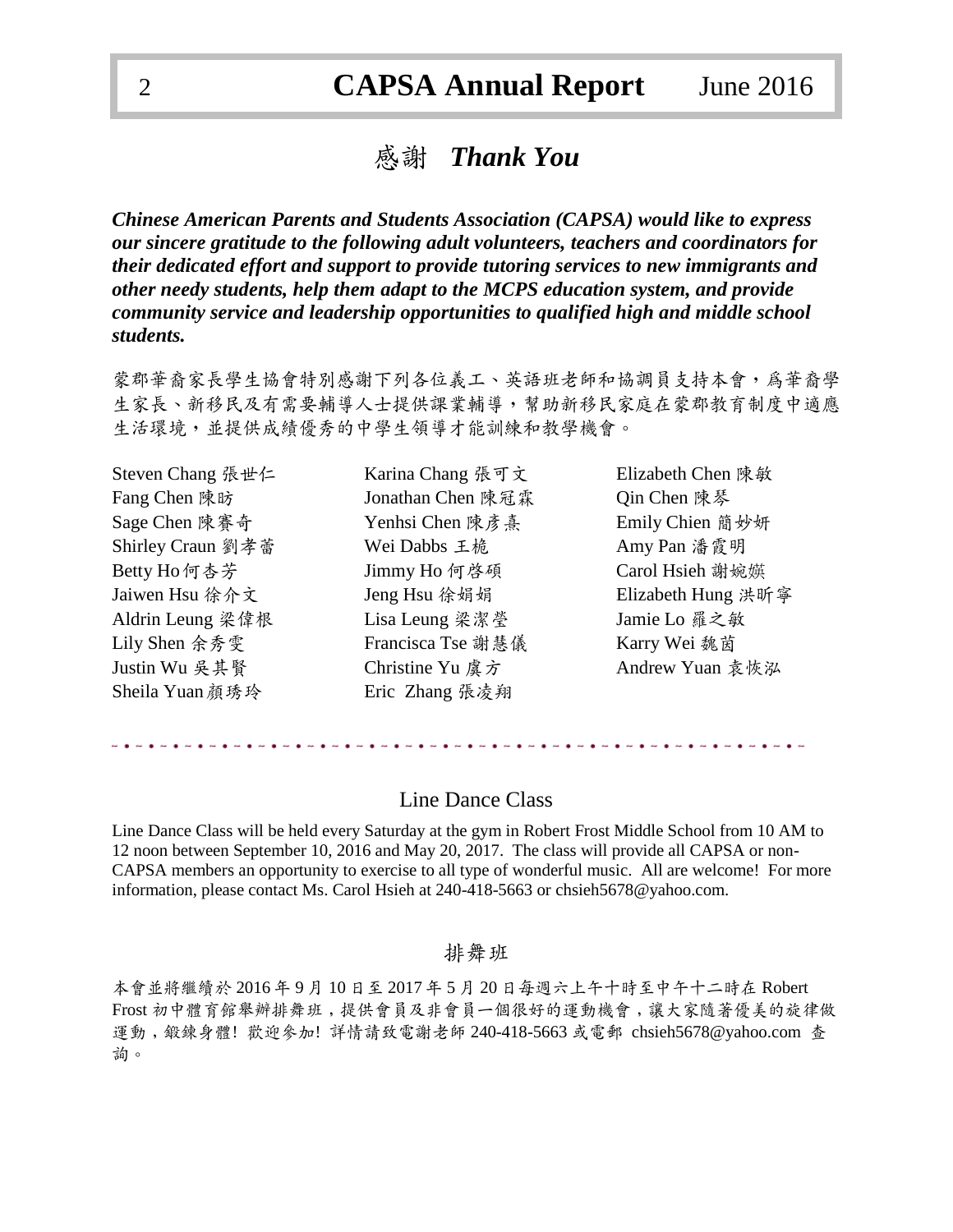# 感謝 *Thank You*

***Chinese American Parents and Students Association (CAPSA) would like to express our sincere gratitude to the following adult volunteers, teachers and coordinators for their dedicated effort and support to provide tutoring services to new immigrants and other needy students, help them adapt to the MCPS education system, and provide community service and leadership opportunities to qualified high and middle school students.***

蒙郡華裔家長學生協會特別感謝下列各位義工、英語班老師和協調員支持本會，為華裔學生家長、新移民及有需要輔導人士提供課業輔導，幫助新移民家庭在蒙郡教育制度中適應生活環境，並提供成績優秀的中學生領導才能訓練和教學機會。

Steven Chang 張世仁
Fang Chen 陳昉
Sage Chen 陳賽奇
Shirley Craun 劉孝蕾
Betty Ho 何杏芳
Jaiwen Hsu 徐介文
Aldrin Leung 梁偉根
Lily Shen 余秀雯
Justin Wu 吳其賢
Sheila Yuan 顏琇玲
Karina Chang 張可文
Jonathan Chen 陳冠霖
Yenhsi Chen 陳彥熹
Wei Dabbs 王桅
Jimmy Ho 何啓碩
Jeng Hsu 徐娟娟
Lisa Leung 梁潔瑩
Francisca Tse 謝慧儀
Christine Yu 虞方
Eric Zhang 張凌翔
Elizabeth Chen 陳敏
Qin Chen 陳琴
Emily Chien 簡妙妍
Amy Pan 潘霞明
Carol Hsieh 謝婉�USD
Elizabeth Hung 洪昕寧
Jamie Lo 羅之敏
Karry Wei 魏茵
Andrew Yuan 袁恢泓

---

## Line Dance Class

Line Dance Class will be held every Saturday at the gym in Robert Frost Middle School from 10 AM to 12 noon between September 10, 2016 and May 20, 2017. The class will provide all CAPSA or non-CAPSA members an opportunity to exercise to all type of wonderful music. All are welcome! For more information, please contact Ms. Carol Hsieh at 240-418-5663 or chsieh5678@yahoo.com.

## 排舞班

本會並將繼續於 2016 年 9 月 10 日至 2017 年 5 月 20 日每週六上午十時至中午十二時在 Robert Frost 初中體育館舉辦排舞班，提供會員及非會員一個很好的運動機會，讓大家隨著優美的旋律做運動，鍛鍊身體! 歡迎參加! 詳情請致電謝老師 240-418-5663 或電郵 chsieh5678@yahoo.com 查詢。

# 感謝 *Thank You*

***Chinese American Parents and Students Association (CAPSA) would like to express our sincere gratitude to the following adult volunteers, teachers and coordinators for their dedicated effort and support to provide tutoring services to new immigrants and other needy students, help them adapt to the MCPS education system, and provide community service and leadership opportunities to qualified high and middle school students.***

蒙郡華裔家長學生協會特別感謝下列各位義工、英語班老師和協調員支持本會，為華裔學生家長、新移民及有需要輔導人士提供課業輔導，幫助新移民家庭在蒙郡教育制度中適應生活環境，並提供成績優秀的中學生領導才能訓練和教學機會。

Steven Chang 張世仁
Fang Chen 陳昉
Sage Chen 陳賽奇
Shirley Craun 劉孝蕾
Betty Ho 何杏芳
Jaiwen Hsu 徐介文
Aldrin Leung 梁偉根
Lily Shen 余秀雯
Justin Wu 吳其賢
Sheila Yuan 顏琇玲
Karina Chang 張可文
Jonathan Chen 陳冠霖
Yenhsi Chen 陳彥熹
Wei Dabbs 王桅
Jimmy Ho 何啓碩
Jeng Hsu 徐娟娟
Lisa Leung 梁潔瑩
Francisca Tse 謝慧儀
Christine Yu 虞方
Eric Zhang 張凌翔
Elizabeth Chen 陳敏
Qin Chen 陳琴
Emily Chien 簡妙妍
Amy Pan 潘霞明
Carol Hsieh 謝婉嫃
Elizabeth Hung 洪昕寧
Jamie Lo 羅之敏
Karry Wei 魏茵
Andrew Yuan 袁恢泓

---

## Line Dance Class

Line Dance Class will be held every Saturday at the gym in Robert Frost Middle School from 10 AM to 12 noon between September 10, 2016 and May 20, 2017. The class will provide all CAPSA or non-CAPSA members an opportunity to exercise to all type of wonderful music. All are welcome! For more information, please contact Ms. Carol Hsieh at 240-418-5663 or chsieh5678@yahoo.com.

## 排舞班

本會並將繼續於 2016 年 9 月 10 日至 2017 年 5 月 20 日每週六上午十時至中午十二時在 Robert Frost 初中體育館舉辦排舞班，提供會員及非會員一個很好的運動機會，讓大家隨著優美的旋律做運動，鍛鍊身體! 歡迎參加! 詳情請致電謝老師 240-418-5663 或電郵 chsieh5678@yahoo.com 查詢。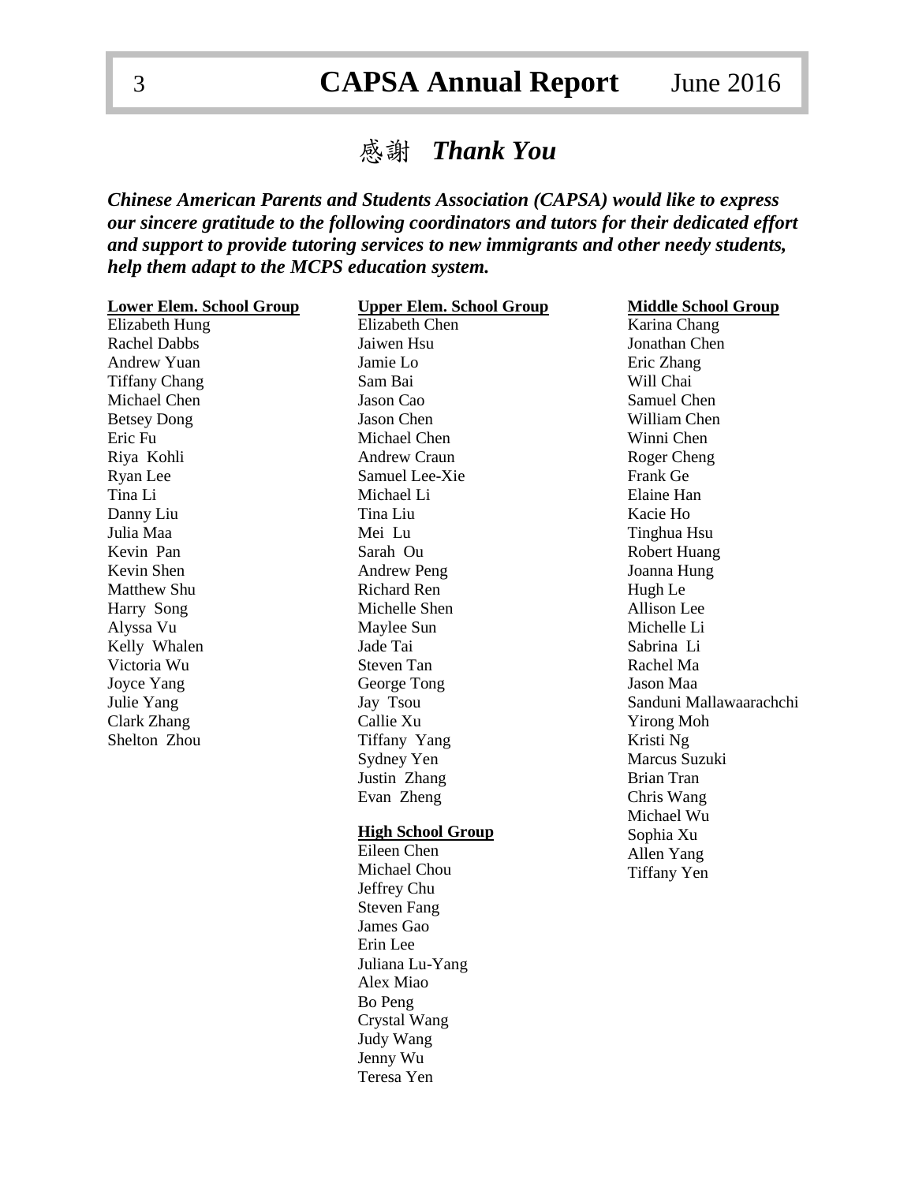# 感謝 *Thank You*

***Chinese American Parents and Students Association (CAPSA) would like to express our sincere gratitude to the following coordinators and tutors for their dedicated effort and support to provide tutoring services to new immigrants and other needy students, help them adapt to the MCPS education system.***

**Lower Elem. School Group**

Elizabeth Hung
Rachel Dabbs
Andrew Yuan
Tiffany Chang
Michael Chen
Betsey Dong
Eric Fu
Riya Kohli
Ryan Lee
Tina Li
Danny Liu
Julia Maa
Kevin Pan
Kevin Shen
Matthew Shu
Harry Song
Alyssa Vu
Kelly Whalen
Victoria Wu
Joyce Yang
Julie Yang
Clark Zhang
Shelton Zhou

**Upper Elem. School Group**

Elizabeth Chen
Jaiwen Hsu
Jamie Lo
Sam Bai
Jason Cao
Jason Chen
Michael Chen
Andrew Craun
Samuel Lee-Xie
Michael Li
Tina Liu
Mei Lu
Sarah Ou
Andrew Peng
Richard Ren
Michelle Shen
Maylee Sun
Jade Tai
Steven Tan
George Tong
Jay Tsou
Callie Xu
Tiffany Yang
Sydney Yen
Justin Zhang
Evan Zheng

**High School Group**

Eileen Chen
Michael Chou
Jeffrey Chu
Steven Fang
James Gao
Erin Lee
Juliana Lu-Yang
Alex Miao
Bo Peng
Crystal Wang
Judy Wang
Jenny Wu
Teresa Yen

**Middle School Group**

Karina Chang
Jonathan Chen
Eric Zhang
Will Chai
Samuel Chen
William Chen
Winni Chen
Roger Cheng
Frank Ge
Elaine Han
Kacie Ho
Tinghua Hsu
Robert Huang
Joanna Hung
Hugh Le
Allison Lee
Michelle Li
Sabrina Li
Rachel Ma
Jason Maa
Sanduni Mallawaarachchi
Yirong Moh
Kristi Ng
Marcus Suzuki
Brian Tran
Chris Wang
Michael Wu
Sophia Xu
Allen Yang
Tiffany Yen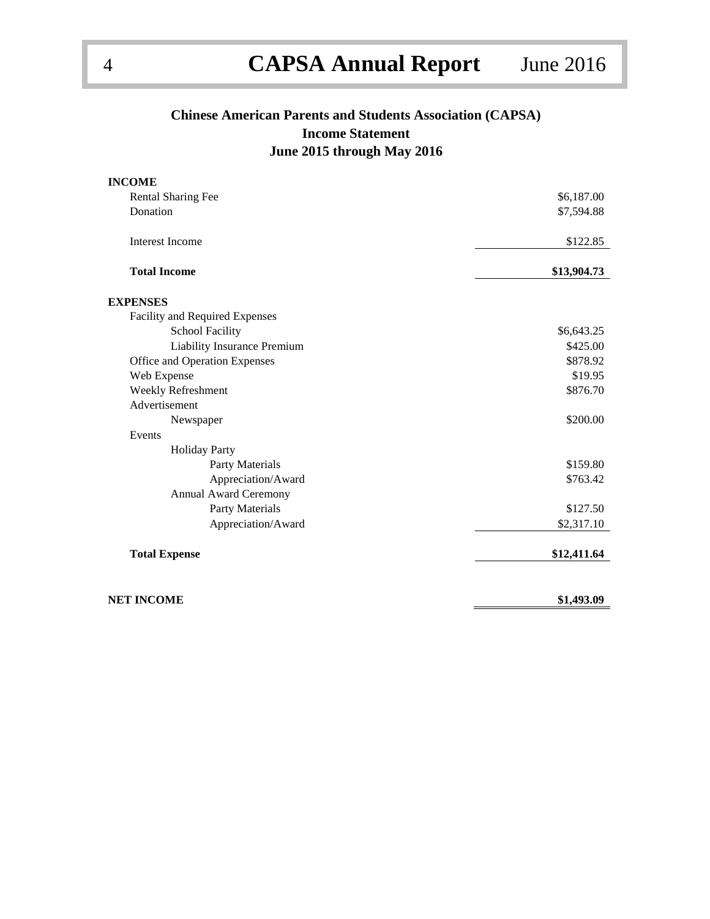## Chinese American Parents and Students Association (CAPSA)
## Income Statement
## June 2015 through May 2016

| | |
|---|---|
| **INCOME** | |
| Rental Sharing Fee | $6,187.00 |
| Donation | $7,594.88 |
| Interest Income | $122.85 |
| **Total Income** | **$13,904.73** |
| **EXPENSES** | |
| Facility and Required Expenses | |
| School Facility | $6,643.25 |
| Liability Insurance Premium | $425.00 |
| Office and Operation Expenses | $878.92 |
| Web Expense | $19.95 |
| Weekly Refreshment | $876.70 |
| Advertisement | |
| Newspaper | $200.00 |
| Events | |
| Holiday Party | |
| Party Materials | $159.80 |
| Appreciation/Award | $763.42 |
| Annual Award Ceremony | |
| Party Materials | $127.50 |
| Appreciation/Award | $2,317.10 |
| **Total Expense** | **$12,411.64** |
| **NET INCOME** | **$1,493.09** |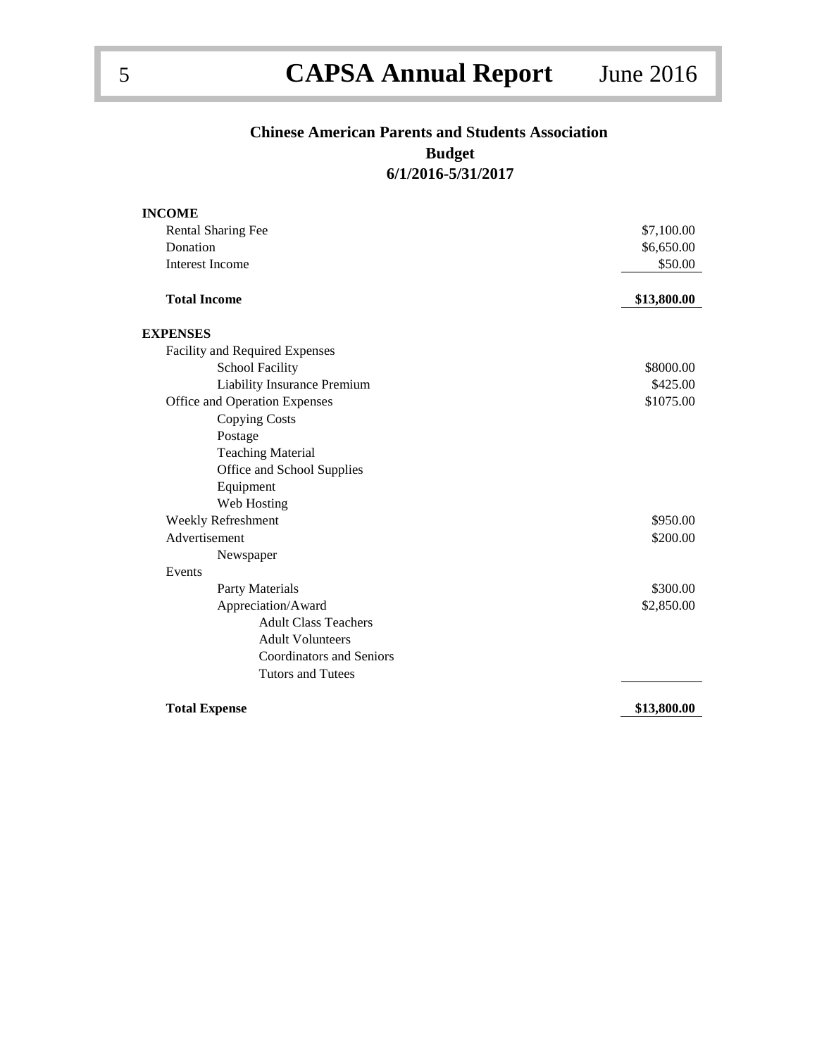## Chinese American Parents and Students Association
## Budget
## 6/1/2016-5/31/2017

| | |
|---|---|
| **INCOME** | |
| Rental Sharing Fee | $7,100.00 |
| Donation | $6,650.00 |
| Interest Income | $50.00 |
| **Total Income** | **$13,800.00** |
| **EXPENSES** | |
| Facility and Required Expenses | |
| School Facility | $8000.00 |
| Liability Insurance Premium | $425.00 |
| Office and Operation Expenses | $1075.00 |
| Copying Costs | |
| Postage | |
| Teaching Material | |
| Office and School Supplies | |
| Equipment | |
| Web Hosting | |
| Weekly Refreshment | $950.00 |
| Advertisement | $200.00 |
| Newspaper | |
| Events | |
| Party Materials | $300.00 |
| Appreciation/Award | $2,850.00 |
| Adult Class Teachers | |
| Adult Volunteers | |
| Coordinators and Seniors | |
| Tutors and Tutees | |
| **Total Expense** | **$13,800.00** |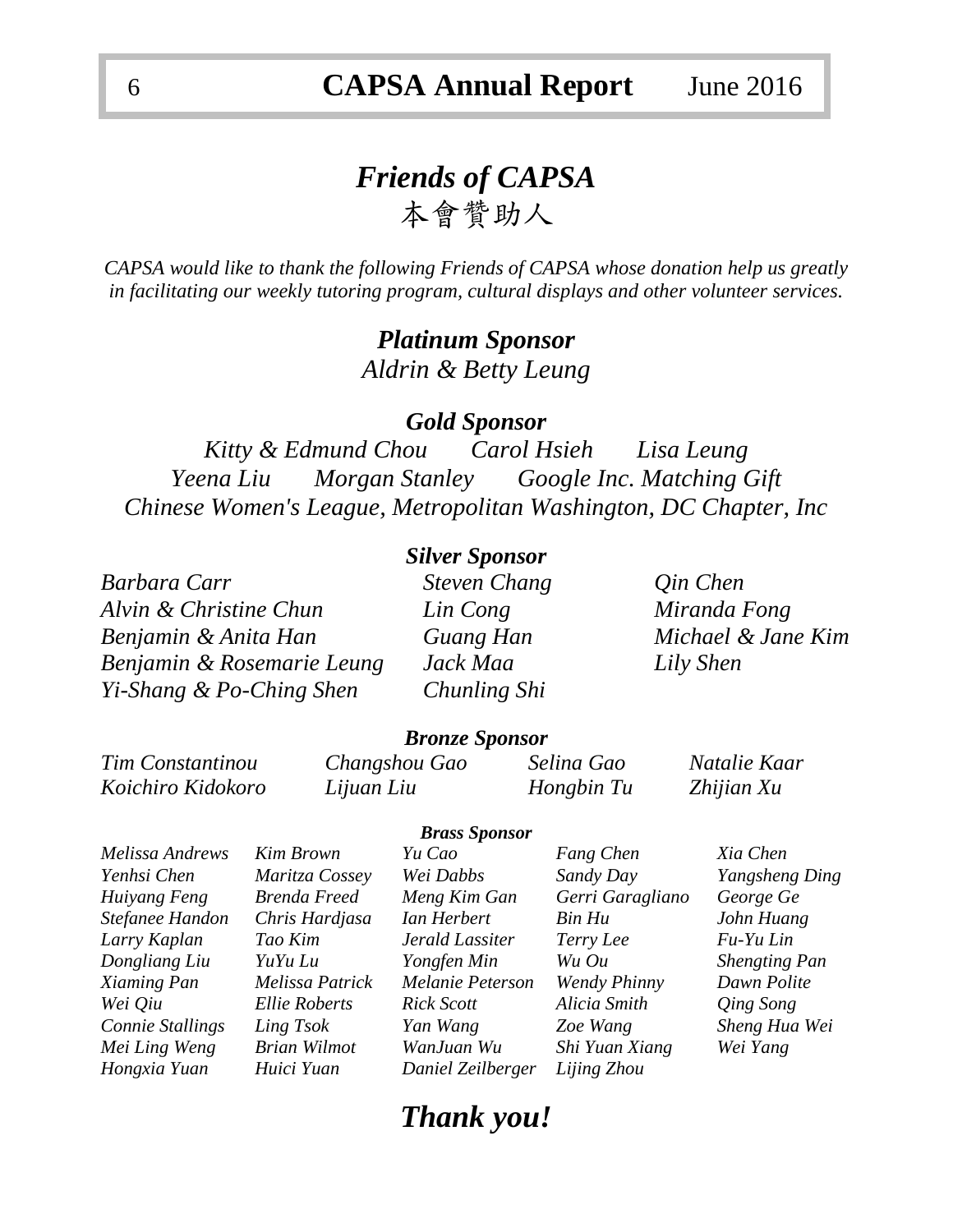# *Friends of CAPSA*

# 本會贊助人

*CAPSA would like to thank the following Friends of CAPSA whose donation help us greatly in facilitating our weekly tutoring program, cultural displays and other volunteer services.*

## *Platinum Sponsor*

*Aldrin & Betty Leung*

## *Gold Sponsor*

*Kitty & Edmund Chou* *Carol Hsieh* *Lisa Leung*
*Yeena Liu* *Morgan Stanley* *Google Inc. Matching Gift*
*Chinese Women's League, Metropolitan Washington, DC Chapter, Inc*

## *Silver Sponsor*

*Barbara Carr*
*Steven Chang*
*Qin Chen*
*Alvin & Christine Chun*
*Lin Cong*
*Miranda Fong*
*Benjamin & Anita Han*
*Guang Han*
*Michael & Jane Kim*
*Benjamin & Rosemarie Leung*
*Jack Maa*
*Lily Shen*
*Yi-Shang & Po-Ching Shen*
*Chunling Shi*

## *Bronze Sponsor*

*Tim Constantinou*
*Changshou Gao*
*Selina Gao*
*Natalie Kaar*
*Koichiro Kidokoro*
*Lijuan Liu*
*Hongbin Tu*
*Zhijian Xu*

## *Brass Sponsor*

*Melissa Andrews*
*Kim Brown*
*Yu Cao*
*Fang Chen*
*Xia Chen*
*Yenhsi Chen*
*Maritza Cossey*
*Wei Dabbs*
*Sandy Day*
*Yangsheng Ding*
*Huiyang Feng*
*Brenda Freed*
*Meng Kim Gan*
*Gerri Garagliano*
*George Ge*
*Stefanee Handon*
*Chris Hardjasa*
*Ian Herbert*
*Bin Hu*
*John Huang*
*Larry Kaplan*
*Tao Kim*
*Jerald Lassiter*
*Terry Lee*
*Fu-Yu Lin*
*Dongliang Liu*
*YuYu Lu*
*Yongfen Min*
*Wu Ou*
*Shengting Pan*
*Xiaming Pan*
*Melissa Patrick*
*Melanie Peterson*
*Wendy Phinny*
*Dawn Polite*
*Wei Qiu*
*Ellie Roberts*
*Rick Scott*
*Alicia Smith*
*Qing Song*
*Connie Stallings*
*Ling Tsok*
*Yan Wang*
*Zoe Wang*
*Sheng Hua Wei*
*Mei Ling Weng*
*Brian Wilmot*
*WanJuan Wu*
*Shi Yuan Xiang*
*Wei Yang*
*Hongxia Yuan*
*Huici Yuan*
*Daniel Zeilberger*
*Lijing Zhou*

# *Thank you!*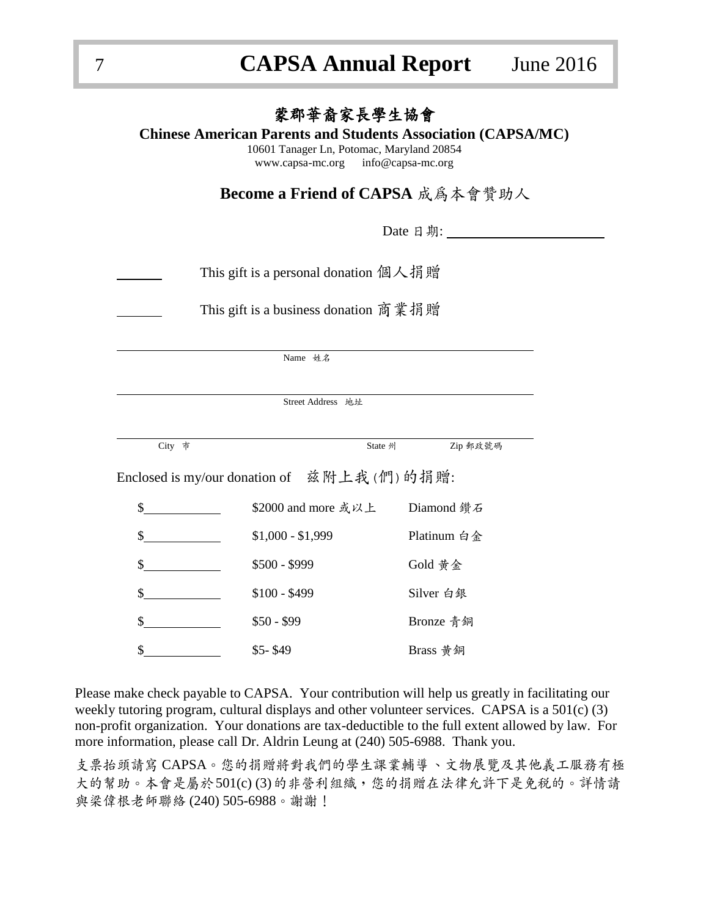# 蒙郡華裔家長學生協會

**Chinese American Parents and Students Association (CAPSA/MC)**

10601 Tanager Ln, Potomac, Maryland 20854
www.capsa-mc.org info@capsa-mc.org

## Become a Friend of CAPSA 成爲本會贊助人

Date 日期: ____________________

______ This gift is a personal donation 個人捐贈

______ This gift is a business donation 商業捐贈

______________________________________________
Name 姓名

______________________________________________
Street Address 地址

______________________________________________
City 市 State 州 Zip 郵政號碼

Enclosed is my/our donation of 茲附上我(們)的捐贈:

| | | |
|---|---|---|
| $__________ | $2000 and more 或以上 | Diamond 鑽石 |
| $__________ | $1,000 - $1,999 | Platinum 白金 |
| $__________ | $500 - $999 | Gold 黄金 |
| $__________ | $100 - $499 | Silver 白銀 |
| $__________ | $50 - $99 | Bronze 青銅 |
| $__________ | $5- $49 | Brass 黄銅 |

Please make check payable to CAPSA. Your contribution will help us greatly in facilitating our weekly tutoring program, cultural displays and other volunteer services. CAPSA is a 501(c) (3) non-profit organization. Your donations are tax-deductible to the full extent allowed by law. For more information, please call Dr. Aldrin Leung at (240) 505-6988. Thank you.

支票抬頭請寫 CAPSA。您的捐贈將對我們的學生課業輔導、文物展覽及其他義工服務有極大的幫助。本會是屬於501(c) (3) 的非營利組織，您的捐贈在法律允許下是免税的。詳情請與梁偉根老師聯絡 (240) 505-6988。謝謝！